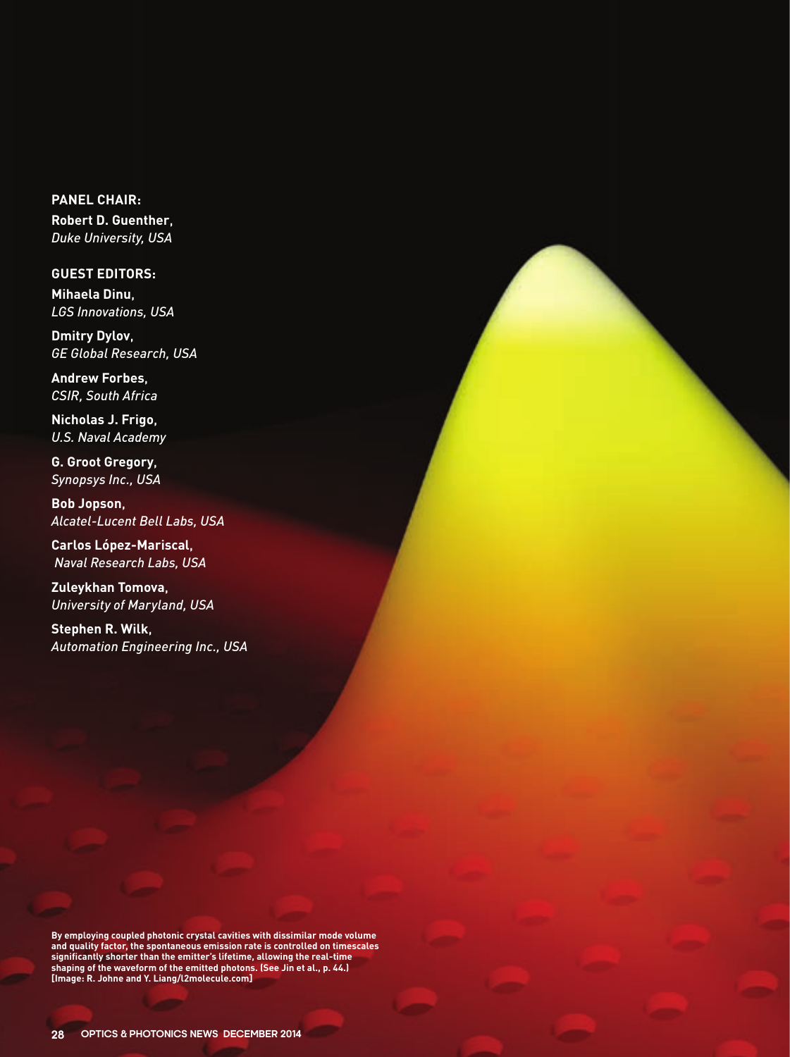**PANEL CHAIR:**

**Robert D. Guenther,**
*Duke University, USA*

**GUEST EDITORS:**

**Mihaela Dinu,**
*LGS Innovations, USA*

**Dmitry Dylov,**
*GE Global Research, USA*

**Andrew Forbes,**
*CSIR, South Africa*

**Nicholas J. Frigo,**
*U.S. Naval Academy*

**G. Groot Gregory,**
*Synopsys Inc., USA*

**Bob Jopson,**
*Alcatel-Lucent Bell Labs, USA*

**Carlos López-Mariscal,**
*Naval Research Labs, USA*

**Zuleykhan Tomova,**
*University of Maryland, USA*

**Stephen R. Wilk,**
*Automation Engineering Inc., USA*

**By employing coupled photonic crystal cavities with dissimilar mode volume and quality factor, the spontaneous emission rate is controlled on timescales significantly shorter than the emitter's lifetime, allowing the real-time shaping of the waveform of the emitted photons. (See Jin et al., p. 44.) [Image: R. Johne and Y. Liang/l2molecule.com]**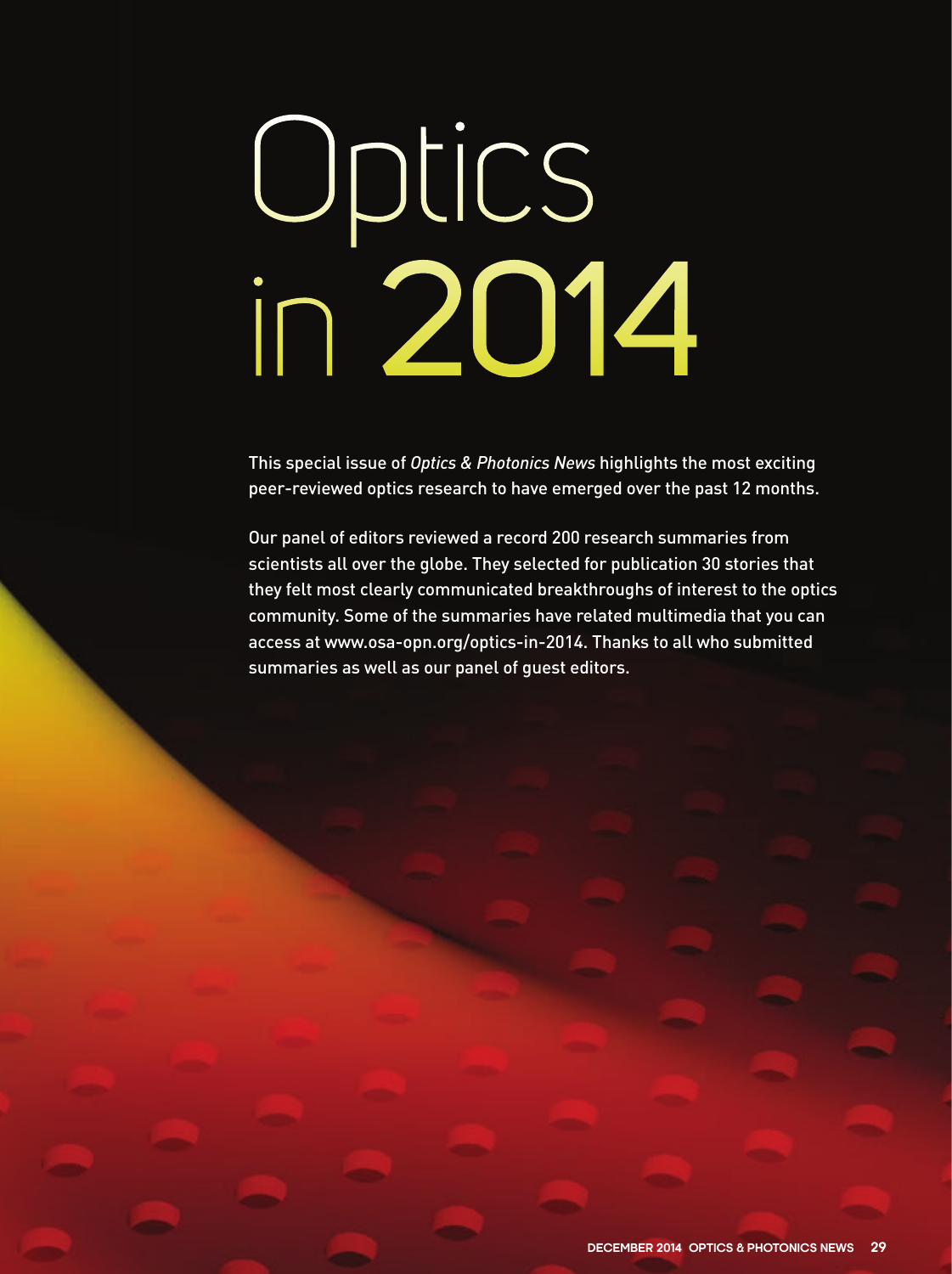# Optics in 2014

This special issue of *Optics & Photonics News* highlights the most exciting peer-reviewed optics research to have emerged over the past 12 months.

Our panel of editors reviewed a record 200 research summaries from scientists all over the globe. They selected for publication 30 stories that they felt most clearly communicated breakthroughs of interest to the optics community. Some of the summaries have related multimedia that you can access at www.osa-opn.org/optics-in-2014. Thanks to all who submitted summaries as well as our panel of guest editors.